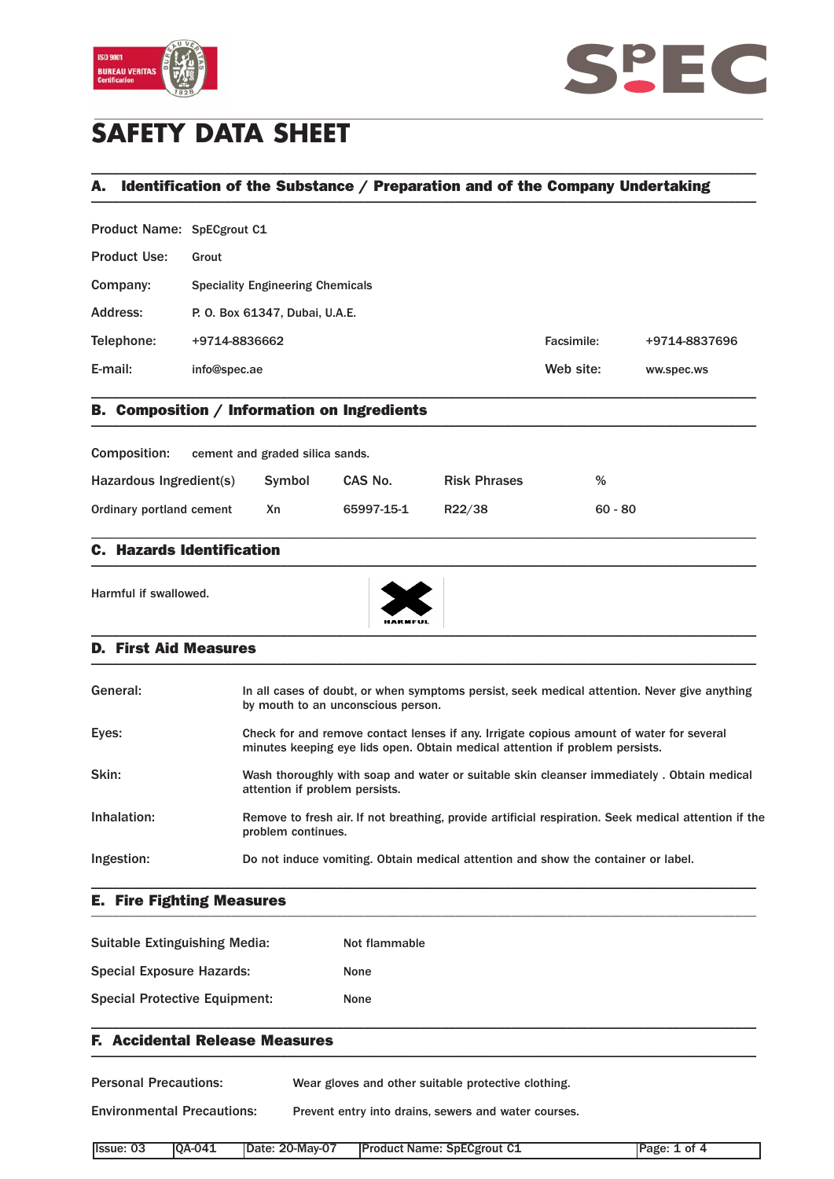# SAFETY DATA SHEET

## A. Identification of the Substance / Preparation and of the Company Undertaking

| | | | |
|---|---|---|---|
| Product Name: | SpECgrout C1 | | |
| Product Use: | Grout | | |
| Company: | Speciality Engineering Chemicals | | |
| Address: | P. O. Box 61347, Dubai, U.A.E. | | |
| Telephone: | +9714-8836662 | Facsimile: | +9714-8837696 |
| E-mail: | info@spec.ae | Web site: | ww.spec.ws |

## B. Composition / Information on Ingredients

Composition: cement and graded silica sands.

| Hazardous Ingredient(s) | Symbol | CAS No. | Risk Phrases | % |
|---|---|---|---|---|
| Ordinary portland cement | Xn | 65997-15-1 | R22/38 | 60 - 80 |

## C. Hazards Identification

Harmful if swallowed.

HARMFUL

## D. First Aid Measures

**General:** In all cases of doubt, or when symptoms persist, seek medical attention. Never give anything by mouth to an unconscious person.

**Eyes:** Check for and remove contact lenses if any. Irrigate copious amount of water for several minutes keeping eye lids open. Obtain medical attention if problem persists.

**Skin:** Wash thoroughly with soap and water or suitable skin cleanser immediately . Obtain medical attention if problem persists.

**Inhalation:** Remove to fresh air. If not breathing, provide artificial respiration. Seek medical attention if the problem continues.

**Ingestion:** Do not induce vomiting. Obtain medical attention and show the container or label.

## E. Fire Fighting Measures

| | |
|---|---|
| Suitable Extinguishing Media: | Not flammable |
| Special Exposure Hazards: | None |
| Special Protective Equipment: | None |

## F. Accidental Release Measures

**Personal Precautions:** Wear gloves and other suitable protective clothing.

**Environmental Precautions:** Prevent entry into drains, sewers and water courses.

| Issue: 03 | QA-041 | Date: 20-May-07 | Product Name: SpECgrout C1 |
|---|---|---|---|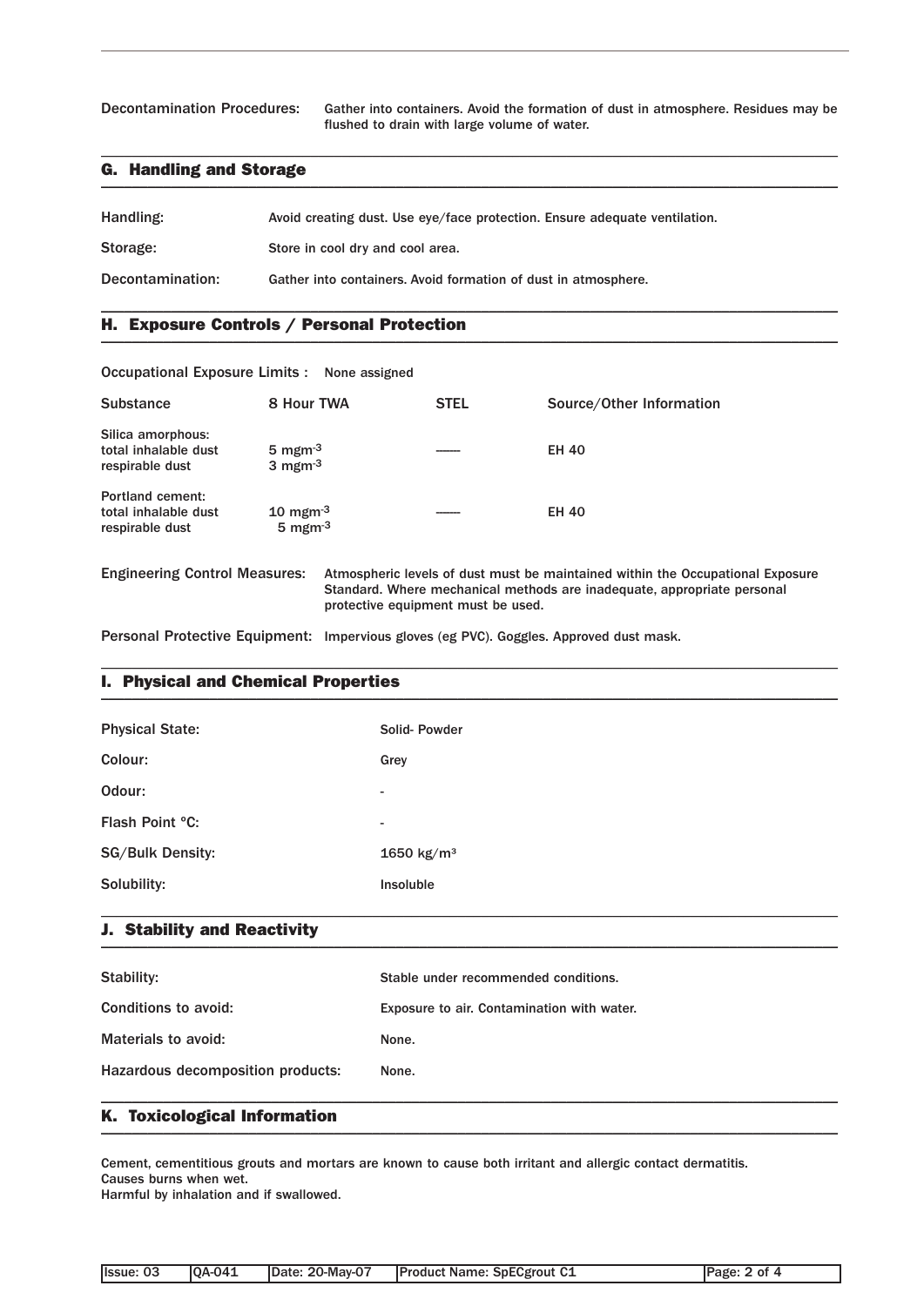Decontamination Procedures: Gather into containers. Avoid the formation of dust in atmosphere. Residues may be flushed to drain with large volume of water.

## G. Handling and Storage

Handling: Avoid creating dust. Use eye/face protection. Ensure adequate ventilation.

Storage: Store in cool dry and cool area.

Decontamination: Gather into containers. Avoid formation of dust in atmosphere.

## H. Exposure Controls / Personal Protection

Occupational Exposure Limits : None assigned

| Substance | 8 Hour TWA | STEL | Source/Other Information |
|---|---|---|---|
| Silica amorphous:<br>total inhalable dust<br>respirable dust | <br>5 $mgm^{-3}$<br>3 $mgm^{-3}$ | ------ | EH 40 |
| Portland cement:<br>total inhalable dust<br>respirable dust | <br>10 $mgm^{-3}$<br>5 $mgm^{-3}$ | ------ | EH 40 |

Engineering Control Measures: Atmospheric levels of dust must be maintained within the Occupational Exposure Standard. Where mechanical methods are inadequate, appropriate personal protective equipment must be used.

Personal Protective Equipment: Impervious gloves (eg PVC). Goggles. Approved dust mask.

## I. Physical and Chemical Properties

Physical State: Solid- Powder

Colour: Grey

Odour: -

Flash Point °C: -

SG/Bulk Density: 1650 $kg/m^3$

Solubility: Insoluble

## J. Stability and Reactivity

Stability: Stable under recommended conditions.

Conditions to avoid: Exposure to air. Contamination with water.

Materials to avoid: None.

Hazardous decomposition products: None.

## K. Toxicological Information

Cement, cementitious grouts and mortars are known to cause both irritant and allergic contact dermatitis.
Causes burns when wet.
Harmful by inhalation and if swallowed.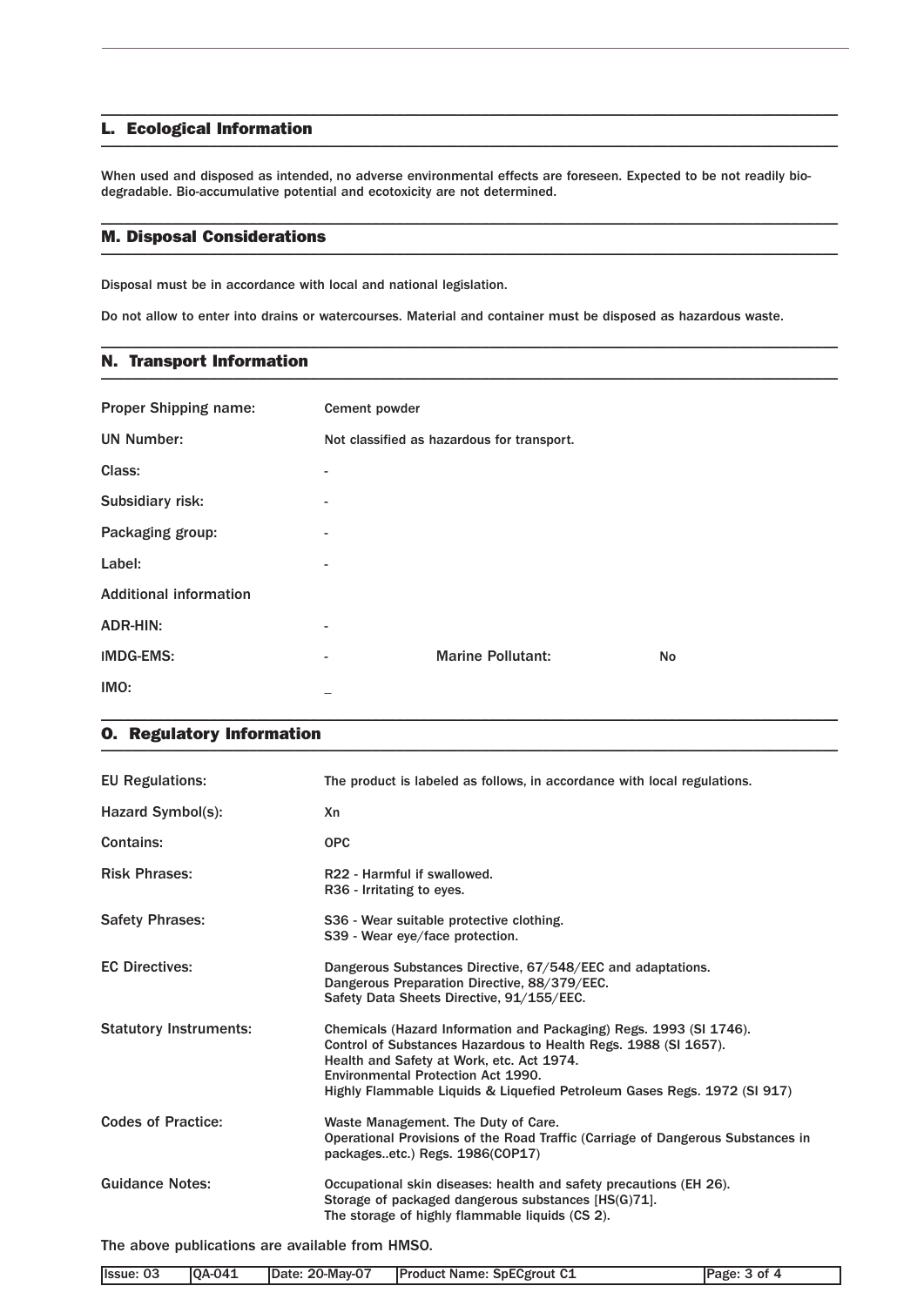## L. Ecological Information

When used and disposed as intended, no adverse environmental effects are foreseen. Expected to be not readily bio-degradable. Bio-accumulative potential and ecotoxicity are not determined.

## M. Disposal Considerations

Disposal must be in accordance with local and national legislation.

Do not allow to enter into drains or watercourses. Material and container must be disposed as hazardous waste.

## N. Transport Information

| | | | |
|---|---|---|---|
| Proper Shipping name: | Cement powder | | |
| UN Number: | Not classified as hazardous for transport. | | |
| Class: | - | | |
| Subsidiary risk: | - | | |
| Packaging group: | - | | |
| Label: | - | | |
| Additional information | | | |
| ADR-HIN: | - | | |
| IMDG-EMS: | - | Marine Pollutant: | No |
| IMO: | _ | | |

## O. Regulatory Information

| | |
|---|---|
| EU Regulations: | The product is labeled as follows, in accordance with local regulations. |
| Hazard Symbol(s): | Xn |
| Contains: | OPC |
| Risk Phrases: | R22 - Harmful if swallowed.<br>R36 - Irritating to eyes. |
| Safety Phrases: | S36 - Wear suitable protective clothing.<br>S39 - Wear eye/face protection. |
| EC Directives: | Dangerous Substances Directive, 67/548/EEC and adaptations.<br>Dangerous Preparation Directive, 88/379/EEC.<br>Safety Data Sheets Directive, 91/155/EEC. |
| Statutory Instruments: | Chemicals (Hazard Information and Packaging) Regs. 1993 (SI 1746).<br>Control of Substances Hazardous to Health Regs. 1988 (SI 1657).<br>Health and Safety at Work, etc. Act 1974.<br>Environmental Protection Act 1990.<br>Highly Flammable Liquids & Liquefied Petroleum Gases Regs. 1972 (SI 917) |
| Codes of Practice: | Waste Management. The Duty of Care.<br>Operational Provisions of the Road Traffic (Carriage of Dangerous Substances in packages..etc.) Regs. 1986(COP17) |
| Guidance Notes: | Occupational skin diseases: health and safety precautions (EH 26).<br>Storage of packaged dangerous substances [HS(G)71].<br>The storage of highly flammable liquids (CS 2). |

The above publications are available from HMSO.

| Issue: 03 | QA-041 | Date: 20-May-07 | Product Name: SpECgrout C1 |
|---|---|---|---|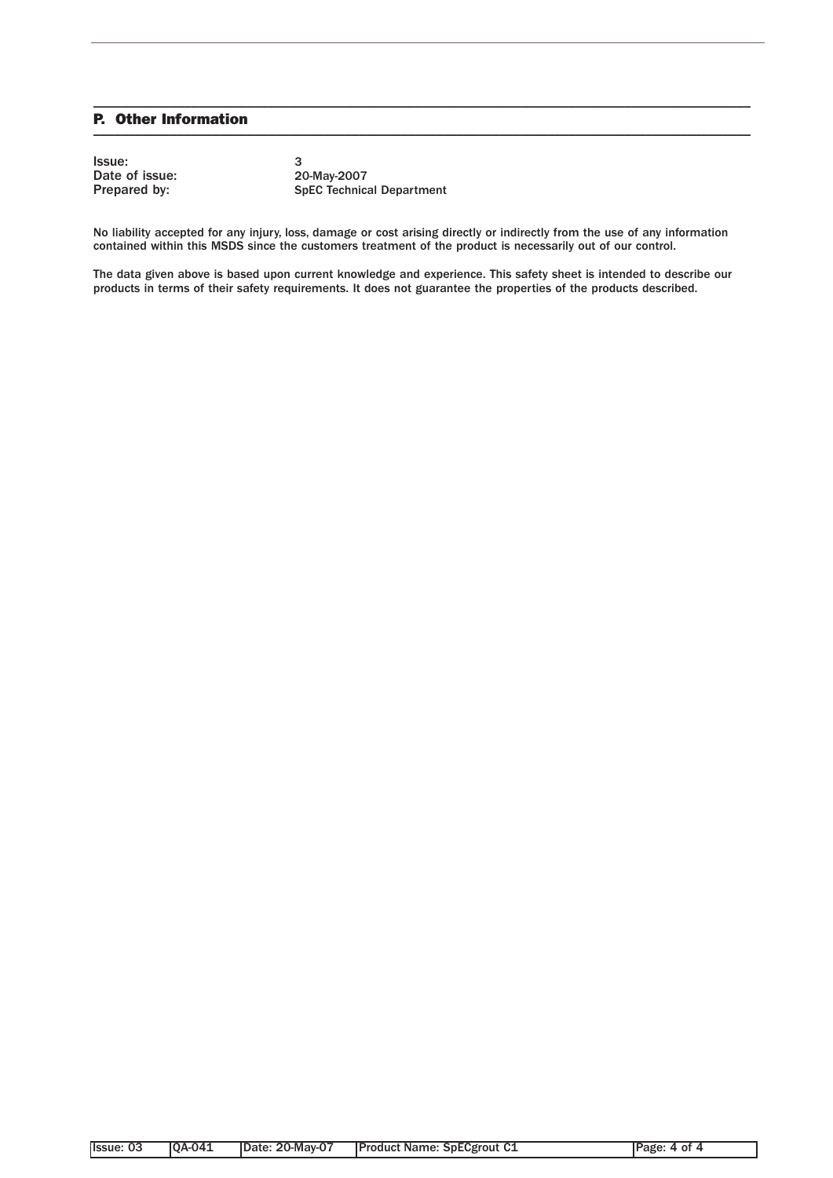## P. Other Information

| | |
|---|---|
| Issue: | 3 |
| Date of issue: | 20-May-2007 |
| Prepared by: | SpEC Technical Department |

No liability accepted for any injury, loss, damage or cost arising directly or indirectly from the use of any information contained within this MSDS since the customers treatment of the product is necessarily out of our control.

The data given above is based upon current knowledge and experience. This safety sheet is intended to describe our products in terms of their safety requirements. It does not guarantee the properties of the products described.